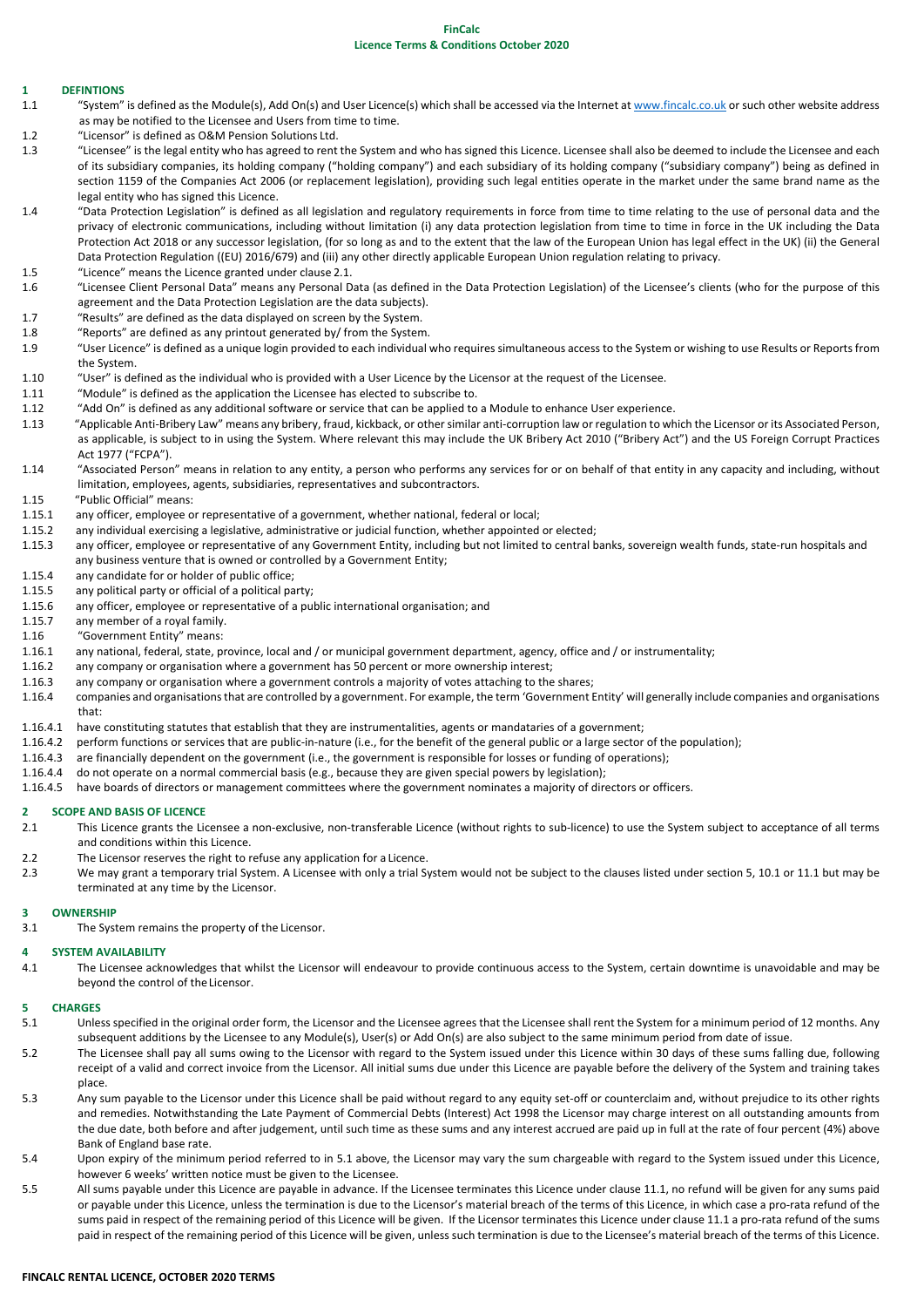# FinCalc
## Licence Terms & Conditions October 2020

### 1 DEFINTIONS

1.1 "System" is defined as the Module(s), Add On(s) and User Licence(s) which shall be accessed via the Internet at www.fincalc.co.uk or such other website address as may be notified to the Licensee and Users from time to time.

1.2 "Licensor" is defined as O&M Pension Solutions Ltd.

1.3 "Licensee" is the legal entity who has agreed to rent the System and who has signed this Licence. Licensee shall also be deemed to include the Licensee and each of its subsidiary companies, its holding company ("holding company") and each subsidiary of its holding company ("subsidiary company") being as defined in section 1159 of the Companies Act 2006 (or replacement legislation), providing such legal entities operate in the market under the same brand name as the legal entity who has signed this Licence.

1.4 "Data Protection Legislation" is defined as all legislation and regulatory requirements in force from time to time relating to the use of personal data and the privacy of electronic communications, including without limitation (i) any data protection legislation from time to time in force in the UK including the Data Protection Act 2018 or any successor legislation, (for so long as and to the extent that the law of the European Union has legal effect in the UK) (ii) the General Data Protection Regulation ((EU) 2016/679) and (iii) any other directly applicable European Union regulation relating to privacy.

1.5 "Licence" means the Licence granted under clause 2.1.

1.6 "Licensee Client Personal Data" means any Personal Data (as defined in the Data Protection Legislation) of the Licensee's clients (who for the purpose of this agreement and the Data Protection Legislation are the data subjects).

1.7 "Results" are defined as the data displayed on screen by the System.

1.8 "Reports" are defined as any printout generated by/ from the System.

1.9 "User Licence" is defined as a unique login provided to each individual who requires simultaneous access to the System or wishing to use Results or Reports from the System.

1.10 "User" is defined as the individual who is provided with a User Licence by the Licensor at the request of the Licensee.

1.11 "Module" is defined as the application the Licensee has elected to subscribe to.

1.12 "Add On" is defined as any additional software or service that can be applied to a Module to enhance User experience.

1.13 "Applicable Anti-Bribery Law" means any bribery, fraud, kickback, or other similar anti-corruption law or regulation to which the Licensor or its Associated Person, as applicable, is subject to in using the System. Where relevant this may include the UK Bribery Act 2010 ("Bribery Act") and the US Foreign Corrupt Practices Act 1977 ("FCPA").

1.14 "Associated Person" means in relation to any entity, a person who performs any services for or on behalf of that entity in any capacity and including, without limitation, employees, agents, subsidiaries, representatives and subcontractors.

1.15 "Public Official" means:

1.15.1 any officer, employee or representative of a government, whether national, federal or local;

1.15.2 any individual exercising a legislative, administrative or judicial function, whether appointed or elected;

1.15.3 any officer, employee or representative of any Government Entity, including but not limited to central banks, sovereign wealth funds, state-run hospitals and any business venture that is owned or controlled by a Government Entity;

1.15.4 any candidate for or holder of public office;

1.15.5 any political party or official of a political party;

1.15.6 any officer, employee or representative of a public international organisation; and

1.15.7 any member of a royal family.

1.16 "Government Entity" means:

1.16.1 any national, federal, state, province, local and / or municipal government department, agency, office and / or instrumentality;

1.16.2 any company or organisation where a government has 50 percent or more ownership interest;

1.16.3 any company or organisation where a government controls a majority of votes attaching to the shares;

1.16.4 companies and organisations that are controlled by a government. For example, the term 'Government Entity' will generally include companies and organisations that:

1.16.4.1 have constituting statutes that establish that they are instrumentalities, agents or mandataries of a government;

1.16.4.2 perform functions or services that are public-in-nature (i.e., for the benefit of the general public or a large sector of the population);

1.16.4.3 are financially dependent on the government (i.e., the government is responsible for losses or funding of operations);

1.16.4.4 do not operate on a normal commercial basis (e.g., because they are given special powers by legislation);

1.16.4.5 have boards of directors or management committees where the government nominates a majority of directors or officers.

### 2 SCOPE AND BASIS OF LICENCE

2.1 This Licence grants the Licensee a non-exclusive, non-transferable Licence (without rights to sub-licence) to use the System subject to acceptance of all terms and conditions within this Licence.

2.2 The Licensor reserves the right to refuse any application for a Licence.

2.3 We may grant a temporary trial System. A Licensee with only a trial System would not be subject to the clauses listed under section 5, 10.1 or 11.1 but may be terminated at any time by the Licensor.

### 3 OWNERSHIP

3.1 The System remains the property of the Licensor.

### 4 SYSTEM AVAILABILITY

4.1 The Licensee acknowledges that whilst the Licensor will endeavour to provide continuous access to the System, certain downtime is unavoidable and may be beyond the control of the Licensor.

### 5 CHARGES

5.1 Unless specified in the original order form, the Licensor and the Licensee agrees that the Licensee shall rent the System for a minimum period of 12 months. Any subsequent additions by the Licensee to any Module(s), User(s) or Add On(s) are also subject to the same minimum period from date of issue.

5.2 The Licensee shall pay all sums owing to the Licensor with regard to the System issued under this Licence within 30 days of these sums falling due, following receipt of a valid and correct invoice from the Licensor. All initial sums due under this Licence are payable before the delivery of the System and training takes place.

5.3 Any sum payable to the Licensor under this Licence shall be paid without regard to any equity set-off or counterclaim and, without prejudice to its other rights and remedies. Notwithstanding the Late Payment of Commercial Debts (Interest) Act 1998 the Licensor may charge interest on all outstanding amounts from the due date, both before and after judgement, until such time as these sums and any interest accrued are paid up in full at the rate of four percent (4%) above Bank of England base rate.

5.4 Upon expiry of the minimum period referred to in 5.1 above, the Licensor may vary the sum chargeable with regard to the System issued under this Licence, however 6 weeks' written notice must be given to the Licensee.

5.5 All sums payable under this Licence are payable in advance. If the Licensee terminates this Licence under clause 11.1, no refund will be given for any sums paid or payable under this Licence, unless the termination is due to the Licensor's material breach of the terms of this Licence, in which case a pro-rata refund of the sums paid in respect of the remaining period of this Licence will be given. If the Licensor terminates this Licence under clause 11.1 a pro-rata refund of the sums paid in respect of the remaining period of this Licence will be given, unless such termination is due to the Licensee's material breach of the terms of this Licence.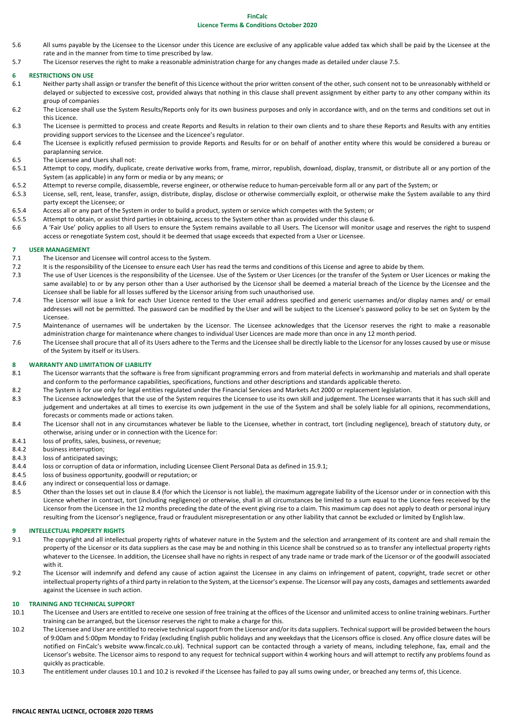5.6 All sums payable by the Licensee to the Licensor under this Licence are exclusive of any applicable value added tax which shall be paid by the Licensee at the rate and in the manner from time to time prescribed by law.

5.7 The Licensor reserves the right to make a reasonable administration charge for any changes made as detailed under clause 7.5.

## 6 RESTRICTIONS ON USE

6.1 Neither party shall assign or transfer the benefit of this Licence without the prior written consent of the other, such consent not to be unreasonably withheld or delayed or subjected to excessive cost, provided always that nothing in this clause shall prevent assignment by either party to any other company within its group of companies

6.2 The Licensee shall use the System Results/Reports only for its own business purposes and only in accordance with, and on the terms and conditions set out in this Licence.

6.3 The Licensee is permitted to process and create Reports and Results in relation to their own clients and to share these Reports and Results with any entities providing support services to the Licensee and the Licencee's regulator.

6.4 The Licensee is explicitly refused permission to provide Reports and Results for or on behalf of another entity where this would be considered a bureau or paraplanning service.

6.5 The Licensee and Users shall not:

6.5.1 Attempt to copy, modify, duplicate, create derivative works from, frame, mirror, republish, download, display, transmit, or distribute all or any portion of the System (as applicable) in any form or media or by any means; or

6.5.2 Attempt to reverse compile, disassemble, reverse engineer, or otherwise reduce to human-perceivable form all or any part of the System; or

6.5.3 License, sell, rent, lease, transfer, assign, distribute, display, disclose or otherwise commercially exploit, or otherwise make the System available to any third party except the Licensee; or

6.5.4 Access all or any part of the System in order to build a product, system or service which competes with the System; or

6.5.5 Attempt to obtain, or assist third parties in obtaining, access to the System other than as provided under this clause 6.

6.6 A 'Fair Use' policy applies to all Users to ensure the System remains available to all Users. The Licensor will monitor usage and reserves the right to suspend access or renegotiate System cost, should it be deemed that usage exceeds that expected from a User or Licensee.

## 7 USER MANAGEMENT

7.1 The Licensor and Licensee will control access to the System.

7.2 It is the responsibility of the Licensee to ensure each User has read the terms and conditions of this License and agree to abide by them.

7.3 The use of User Licences is the responsibility of the Licensee. Use of the System or User Licences (or the transfer of the System or User Licences or making the same available) to or by any person other than a User authorised by the Licensor shall be deemed a material breach of the Licence by the Licensee and the Licensee shall be liable for all losses suffered by the Licensor arising from such unauthorised use.

7.4 The Licensor will issue a link for each User Licence rented to the User email address specified and generic usernames and/or display names and/ or email addresses will not be permitted. The password can be modified by the User and will be subject to the Licensee's password policy to be set on System by the Licensee.

7.5 Maintenance of usernames will be undertaken by the Licensor. The Licensee acknowledges that the Licensor reserves the right to make a reasonable administration charge for maintenance where changes to individual User Licences are made more than once in any 12 month period.

7.6 The Licensee shall procure that all of its Users adhere to the Terms and the Licensee shall be directly liable to the Licensor for any losses caused by use or misuse of the System by itself or its Users.

## 8 WARRANTY AND LIMITATION OF LIABILITY

8.1 The Licensor warrants that the software is free from significant programming errors and from material defects in workmanship and materials and shall operate and conform to the performance capabilities, specifications, functions and other descriptions and standards applicable thereto.

8.2 The System is for use only for legal entities regulated under the Financial Services and Markets Act 2000 or replacement legislation.

8.3 The Licensee acknowledges that the use of the System requires the Licensee to use its own skill and judgement. The Licensee warrants that it has such skill and judgement and undertakes at all times to exercise its own judgement in the use of the System and shall be solely liable for all opinions, recommendations, forecasts or comments made or actions taken.

8.4 The Licensor shall not in any circumstances whatever be liable to the Licensee, whether in contract, tort (including negligence), breach of statutory duty, or otherwise, arising under or in connection with the Licence for:

8.4.1 loss of profits, sales, business, or revenue;

8.4.2 business interruption;

8.4.3 loss of anticipated savings;

8.4.4 loss or corruption of data or information, including Licensee Client Personal Data as defined in 15.9.1;

8.4.5 loss of business opportunity, goodwill or reputation; or

8.4.6 any indirect or consequential loss or damage.

8.5 Other than the losses set out in clause 8.4 (for which the Licensor is not liable), the maximum aggregate liability of the Licensor under or in connection with this Licence whether in contract, tort (including negligence) or otherwise, shall in all circumstances be limited to a sum equal to the Licence fees received by the Licensor from the Licensee in the 12 months preceding the date of the event giving rise to a claim. This maximum cap does not apply to death or personal injury resulting from the Licensor's negligence, fraud or fraudulent misrepresentation or any other liability that cannot be excluded or limited by English law.

## 9 INTELLECTUAL PROPERTY RIGHTS

9.1 The copyright and all intellectual property rights of whatever nature in the System and the selection and arrangement of its content are and shall remain the property of the Licensor or its data suppliers as the case may be and nothing in this Licence shall be construed so as to transfer any intellectual property rights whatever to the Licensee. In addition, the Licensee shall have no rights in respect of any trade name or trade mark of the Licensor or of the goodwill associated with it.

9.2 The Licensor will indemnify and defend any cause of action against the Licensee in any claims on infringement of patent, copyright, trade secret or other intellectual property rights of a third party in relation to the System, at the Licensor's expense. The Licensor will pay any costs, damages and settlements awarded against the Licensee in such action.

## 10 TRAINING AND TECHNICAL SUPPORT

10.1 The Licensee and Users are entitled to receive one session of free training at the offices of the Licensor and unlimited access to online training webinars. Further training can be arranged, but the Licensor reserves the right to make a charge for this.

10.2 The Licensee and User are entitled to receive technical support from the Licensor and/or its data suppliers. Technical support will be provided between the hours of 9:00am and 5:00pm Monday to Friday (excluding English public holidays and any weekdays that the Licensors office is closed. Any office closure dates will be notified on FinCalc's website www.fincalc.co.uk). Technical support can be contacted through a variety of means, including telephone, fax, email and the Licensor's website. The Licensor aims to respond to any request for technical support within 4 working hours and will attempt to rectify any problems found as quickly as practicable.

10.3 The entitlement under clauses 10.1 and 10.2 is revoked if the Licensee has failed to pay all sums owing under, or breached any terms of, this Licence.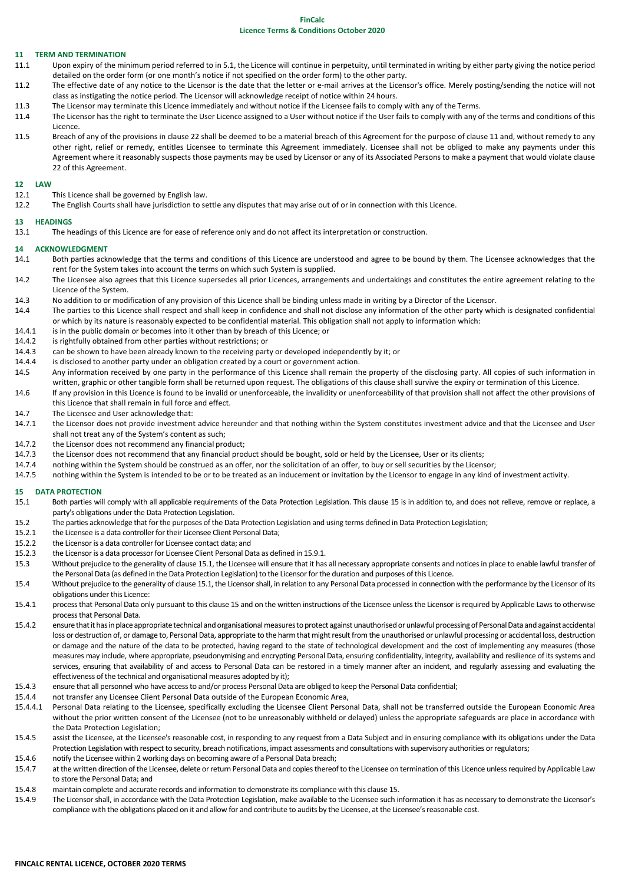## 11 TERM AND TERMINATION

11.1 Upon expiry of the minimum period referred to in 5.1, the Licence will continue in perpetuity, until terminated in writing by either party giving the notice period detailed on the order form (or one month's notice if not specified on the order form) to the other party.

11.2 The effective date of any notice to the Licensor is the date that the letter or e-mail arrives at the Licensor's office. Merely posting/sending the notice will not class as instigating the notice period. The Licensor will acknowledge receipt of notice within 24 hours.

11.3 The Licensor may terminate this Licence immediately and without notice if the Licensee fails to comply with any of the Terms.

11.4 The Licensor has the right to terminate the User Licence assigned to a User without notice if the User fails to comply with any of the terms and conditions of this Licence.

11.5 Breach of any of the provisions in clause 22 shall be deemed to be a material breach of this Agreement for the purpose of clause 11 and, without remedy to any other right, relief or remedy, entitles Licensee to terminate this Agreement immediately. Licensee shall not be obliged to make any payments under this Agreement where it reasonably suspects those payments may be used by Licensor or any of its Associated Persons to make a payment that would violate clause 22 of this Agreement.

## 12 LAW

12.1 This Licence shall be governed by English law.

12.2 The English Courts shall have jurisdiction to settle any disputes that may arise out of or in connection with this Licence.

## 13 HEADINGS

13.1 The headings of this Licence are for ease of reference only and do not affect its interpretation or construction.

## 14 ACKNOWLEDGMENT

14.1 Both parties acknowledge that the terms and conditions of this Licence are understood and agree to be bound by them. The Licensee acknowledges that the rent for the System takes into account the terms on which such System is supplied.

14.2 The Licensee also agrees that this Licence supersedes all prior Licences, arrangements and undertakings and constitutes the entire agreement relating to the Licence of the System.

14.3 No addition to or modification of any provision of this Licence shall be binding unless made in writing by a Director of the Licensor.

14.4 The parties to this Licence shall respect and shall keep in confidence and shall not disclose any information of the other party which is designated confidential or which by its nature is reasonably expected to be confidential material. This obligation shall not apply to information which:

14.4.1 is in the public domain or becomes into it other than by breach of this Licence; or

14.4.2 is rightfully obtained from other parties without restrictions; or

14.4.3 can be shown to have been already known to the receiving party or developed independently by it; or

14.4.4 is disclosed to another party under an obligation created by a court or government action.

14.5 Any information received by one party in the performance of this Licence shall remain the property of the disclosing party. All copies of such information in written, graphic or other tangible form shall be returned upon request. The obligations of this clause shall survive the expiry or termination of this Licence.

14.6 If any provision in this Licence is found to be invalid or unenforceable, the invalidity or unenforceability of that provision shall not affect the other provisions of this Licence that shall remain in full force and effect.

14.7 The Licensee and User acknowledge that:

14.7.1 the Licensor does not provide investment advice hereunder and that nothing within the System constitutes investment advice and that the Licensee and User shall not treat any of the System's content as such;

14.7.2 the Licensor does not recommend any financial product;

14.7.3 the Licensor does not recommend that any financial product should be bought, sold or held by the Licensee, User or its clients;

14.7.4 nothing within the System should be construed as an offer, nor the solicitation of an offer, to buy or sell securities by the Licensor;

14.7.5 nothing within the System is intended to be or to be treated as an inducement or invitation by the Licensor to engage in any kind of investment activity.

## 15 DATA PROTECTION

15.1 Both parties will comply with all applicable requirements of the Data Protection Legislation. This clause 15 is in addition to, and does not relieve, remove or replace, a party's obligations under the Data Protection Legislation.

15.2 The parties acknowledge that for the purposes of the Data Protection Legislation and using terms defined in Data Protection Legislation;

15.2.1 the Licensee is a data controller for their Licensee Client Personal Data;

15.2.2 the Licensor is a data controller for Licensee contact data; and

15.2.3 the Licensor is a data processor for Licensee Client Personal Data as defined in 15.9.1.

15.3 Without prejudice to the generality of clause 15.1, the Licensee will ensure that it has all necessary appropriate consents and notices in place to enable lawful transfer of the Personal Data (as defined in the Data Protection Legislation) to the Licensor for the duration and purposes of this Licence.

15.4 Without prejudice to the generality of clause 15.1, the Licensor shall, in relation to any Personal Data processed in connection with the performance by the Licensor of its obligations under this Licence:

15.4.1 process that Personal Data only pursuant to this clause 15 and on the written instructions of the Licensee unless the Licensor is required by Applicable Laws to otherwise process that Personal Data.

15.4.2 ensure that it has in place appropriate technical and organisational measures to protect against unauthorised or unlawful processing of Personal Data and against accidental loss or destruction of, or damage to, Personal Data, appropriate to the harm that might result from the unauthorised or unlawful processing or accidental loss, destruction or damage and the nature of the data to be protected, having regard to the state of technological development and the cost of implementing any measures (those measures may include, where appropriate, pseudonymising and encrypting Personal Data, ensuring confidentiality, integrity, availability and resilience of its systems and services, ensuring that availability of and access to Personal Data can be restored in a timely manner after an incident, and regularly assessing and evaluating the effectiveness of the technical and organisational measures adopted by it);

15.4.3 ensure that all personnel who have access to and/or process Personal Data are obliged to keep the Personal Data confidential;

15.4.4 not transfer any Licensee Client Personal Data outside of the European Economic Area,

15.4.4.1 Personal Data relating to the Licensee, specifically excluding the Licensee Client Personal Data, shall not be transferred outside the European Economic Area without the prior written consent of the Licensee (not to be unreasonably withheld or delayed) unless the appropriate safeguards are place in accordance with the Data Protection Legislation;

15.4.5 assist the Licensee, at the Licensee's reasonable cost, in responding to any request from a Data Subject and in ensuring compliance with its obligations under the Data Protection Legislation with respect to security, breach notifications, impact assessments and consultations with supervisory authorities or regulators;

15.4.6 notify the Licensee within 2 working days on becoming aware of a Personal Data breach;

15.4.7 at the written direction of the Licensee, delete or return Personal Data and copies thereof to the Licensee on termination of this Licence unless required by Applicable Law to store the Personal Data; and

15.4.8 maintain complete and accurate records and information to demonstrate its compliance with this clause 15.

15.4.9 The Licensor shall, in accordance with the Data Protection Legislation, make available to the Licensee such information it has as necessary to demonstrate the Licensor's compliance with the obligations placed on it and allow for and contribute to audits by the Licensee, at the Licensee's reasonable cost.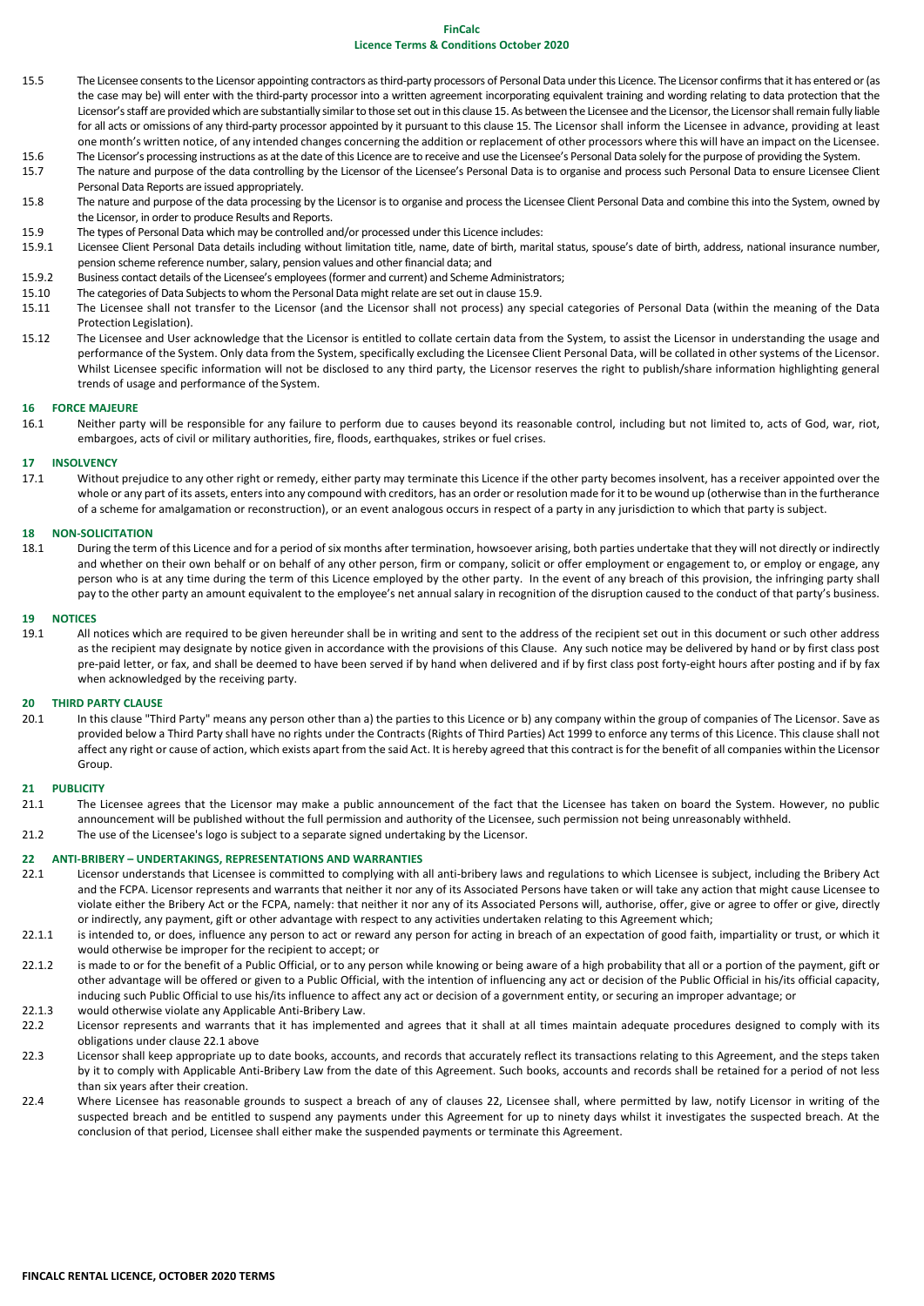15.5 The Licensee consents to the Licensor appointing contractors as third-party processors of Personal Data under this Licence. The Licensor confirms that it has entered or (as the case may be) will enter with the third-party processor into a written agreement incorporating equivalent training and wording relating to data protection that the Licensor's staff are provided which are substantially similar to those set out in this clause 15. As between the Licensee and the Licensor, the Licensor shall remain fully liable for all acts or omissions of any third-party processor appointed by it pursuant to this clause 15. The Licensor shall inform the Licensee in advance, providing at least one month's written notice, of any intended changes concerning the addition or replacement of other processors where this will have an impact on the Licensee.

15.6 The Licensor's processing instructions as at the date of this Licence are to receive and use the Licensee's Personal Data solely for the purpose of providing the System.

15.7 The nature and purpose of the data controlling by the Licensor of the Licensee's Personal Data is to organise and process such Personal Data to ensure Licensee Client Personal Data Reports are issued appropriately.

15.8 The nature and purpose of the data processing by the Licensor is to organise and process the Licensee Client Personal Data and combine this into the System, owned by the Licensor, in order to produce Results and Reports.

15.9 The types of Personal Data which may be controlled and/or processed under this Licence includes:

15.9.1 Licensee Client Personal Data details including without limitation title, name, date of birth, marital status, spouse's date of birth, address, national insurance number, pension scheme reference number, salary, pension values and other financial data; and

15.9.2 Business contact details of the Licensee's employees (former and current) and Scheme Administrators;

15.10 The categories of Data Subjects to whom the Personal Data might relate are set out in clause 15.9.

15.11 The Licensee shall not transfer to the Licensor (and the Licensor shall not process) any special categories of Personal Data (within the meaning of the Data Protection Legislation).

15.12 The Licensee and User acknowledge that the Licensor is entitled to collate certain data from the System, to assist the Licensor in understanding the usage and performance of the System. Only data from the System, specifically excluding the Licensee Client Personal Data, will be collated in other systems of the Licensor. Whilst Licensee specific information will not be disclosed to any third party, the Licensor reserves the right to publish/share information highlighting general trends of usage and performance of the System.

## 16 FORCE MAJEURE

16.1 Neither party will be responsible for any failure to perform due to causes beyond its reasonable control, including but not limited to, acts of God, war, riot, embargoes, acts of civil or military authorities, fire, floods, earthquakes, strikes or fuel crises.

## 17 INSOLVENCY

17.1 Without prejudice to any other right or remedy, either party may terminate this Licence if the other party becomes insolvent, has a receiver appointed over the whole or any part of its assets, enters into any compound with creditors, has an order or resolution made for it to be wound up (otherwise than in the furtherance of a scheme for amalgamation or reconstruction), or an event analogous occurs in respect of a party in any jurisdiction to which that party is subject.

## 18 NON-SOLICITATION

18.1 During the term of this Licence and for a period of six months after termination, howsoever arising, both parties undertake that they will not directly or indirectly and whether on their own behalf or on behalf of any other person, firm or company, solicit or offer employment or engagement to, or employ or engage, any person who is at any time during the term of this Licence employed by the other party. In the event of any breach of this provision, the infringing party shall pay to the other party an amount equivalent to the employee's net annual salary in recognition of the disruption caused to the conduct of that party's business.

## 19 NOTICES

19.1 All notices which are required to be given hereunder shall be in writing and sent to the address of the recipient set out in this document or such other address as the recipient may designate by notice given in accordance with the provisions of this Clause. Any such notice may be delivered by hand or by first class post pre-paid letter, or fax, and shall be deemed to have been served if by hand when delivered and if by first class post forty-eight hours after posting and if by fax when acknowledged by the receiving party.

## 20 THIRD PARTY CLAUSE

20.1 In this clause "Third Party" means any person other than a) the parties to this Licence or b) any company within the group of companies of The Licensor. Save as provided below a Third Party shall have no rights under the Contracts (Rights of Third Parties) Act 1999 to enforce any terms of this Licence. This clause shall not affect any right or cause of action, which exists apart from the said Act. It is hereby agreed that this contract is for the benefit of all companies within the Licensor Group.

## 21 PUBLICITY

21.1 The Licensee agrees that the Licensor may make a public announcement of the fact that the Licensee has taken on board the System. However, no public announcement will be published without the full permission and authority of the Licensee, such permission not being unreasonably withheld.

21.2 The use of the Licensee's logo is subject to a separate signed undertaking by the Licensor.

## 22 ANTI-BRIBERY – UNDERTAKINGS, REPRESENTATIONS AND WARRANTIES

22.1 Licensor understands that Licensee is committed to complying with all anti-bribery laws and regulations to which Licensee is subject, including the Bribery Act and the FCPA. Licensor represents and warrants that neither it nor any of its Associated Persons have taken or will take any action that might cause Licensee to violate either the Bribery Act or the FCPA, namely: that neither it nor any of its Associated Persons will, authorise, offer, give or agree to offer or give, directly or indirectly, any payment, gift or other advantage with respect to any activities undertaken relating to this Agreement which;

22.1.1 is intended to, or does, influence any person to act or reward any person for acting in breach of an expectation of good faith, impartiality or trust, or which it would otherwise be improper for the recipient to accept; or

22.1.2 is made to or for the benefit of a Public Official, or to any person while knowing or being aware of a high probability that all or a portion of the payment, gift or other advantage will be offered or given to a Public Official, with the intention of influencing any act or decision of the Public Official in his/its official capacity, inducing such Public Official to use his/its influence to affect any act or decision of a government entity, or securing an improper advantage; or

22.1.3 would otherwise violate any Applicable Anti-Bribery Law.

22.2 Licensor represents and warrants that it has implemented and agrees that it shall at all times maintain adequate procedures designed to comply with its obligations under clause 22.1 above

22.3 Licensor shall keep appropriate up to date books, accounts, and records that accurately reflect its transactions relating to this Agreement, and the steps taken by it to comply with Applicable Anti-Bribery Law from the date of this Agreement. Such books, accounts and records shall be retained for a period of not less than six years after their creation.

22.4 Where Licensee has reasonable grounds to suspect a breach of any of clauses 22, Licensee shall, where permitted by law, notify Licensor in writing of the suspected breach and be entitled to suspend any payments under this Agreement for up to ninety days whilst it investigates the suspected breach. At the conclusion of that period, Licensee shall either make the suspended payments or terminate this Agreement.